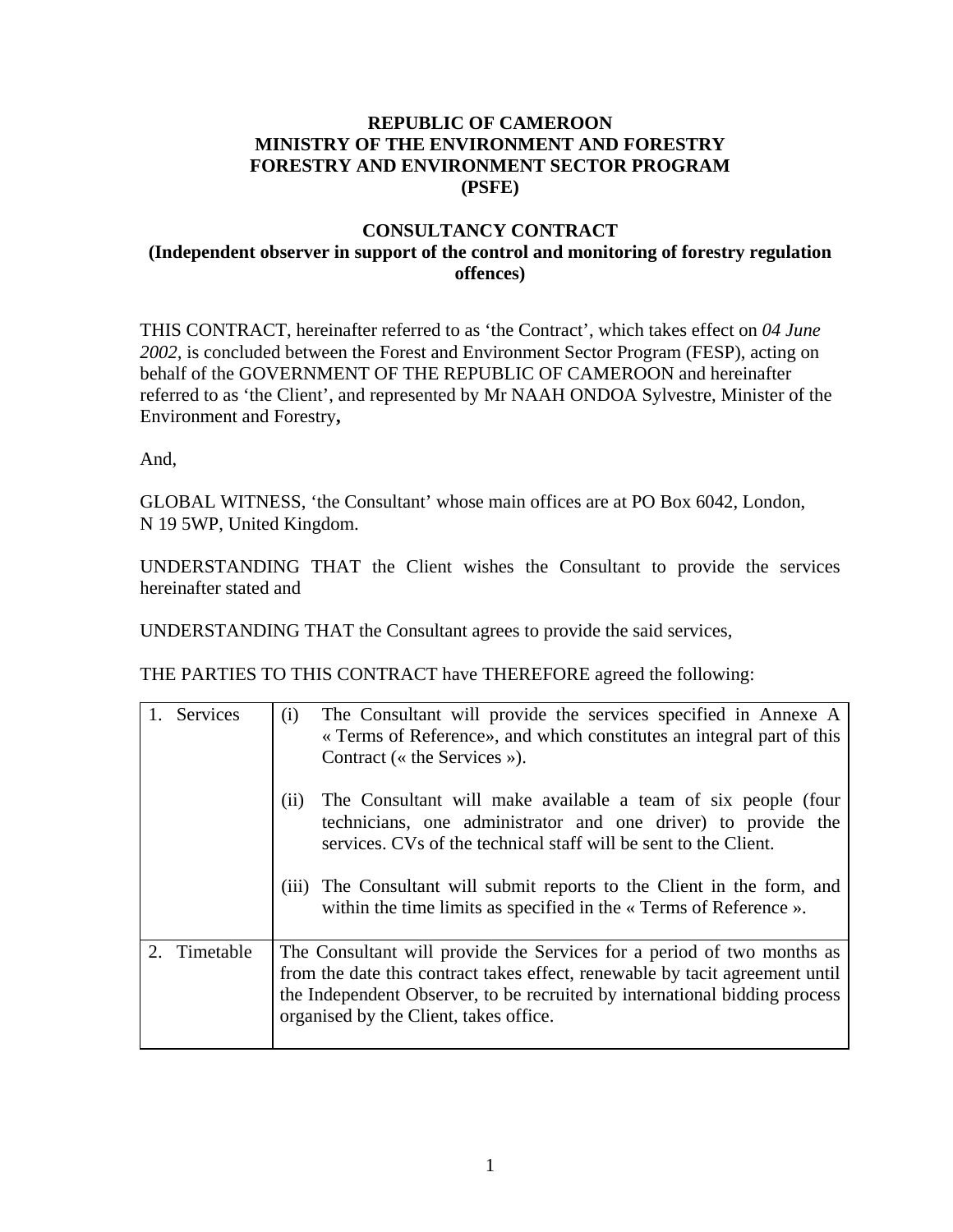**REPUBLIC OF CAMEROON**
**MINISTRY OF THE ENVIRONMENT AND FORESTRY**
**FORESTRY AND ENVIRONMENT SECTOR PROGRAM**
**(PSFE)**

**CONSULTANCY CONTRACT**
**(Independent observer in support of the control and monitoring of forestry regulation offences)**

THIS CONTRACT, hereinafter referred to as 'the Contract', which takes effect on *04 June 2002,* is concluded between the Forest and Environment Sector Program (FESP), acting on behalf of the GOVERNMENT OF THE REPUBLIC OF CAMEROON and hereinafter referred to as 'the Client', and represented by Mr NAAH ONDOA Sylvestre, Minister of the Environment and Forestry**,**

And,

GLOBAL WITNESS, 'the Consultant' whose main offices are at PO Box 6042, London, N 19 5WP, United Kingdom.

UNDERSTANDING THAT the Client wishes the Consultant to provide the services hereinafter stated and

UNDERSTANDING THAT the Consultant agrees to provide the said services,

THE PARTIES TO THIS CONTRACT have THEREFORE agreed the following:

| | |
|---|---|
| 1. Services | (i) The Consultant will provide the services specified in Annexe A « Terms of Reference», and which constitutes an integral part of this Contract (« the Services »).<br><br>(ii) The Consultant will make available a team of six people (four technicians, one administrator and one driver) to provide the services. CVs of the technical staff will be sent to the Client.<br><br>(iii) The Consultant will submit reports to the Client in the form, and within the time limits as specified in the « Terms of Reference ». |
| 2. Timetable | The Consultant will provide the Services for a period of two months as from the date this contract takes effect, renewable by tacit agreement until the Independent Observer, to be recruited by international bidding process organised by the Client, takes office. |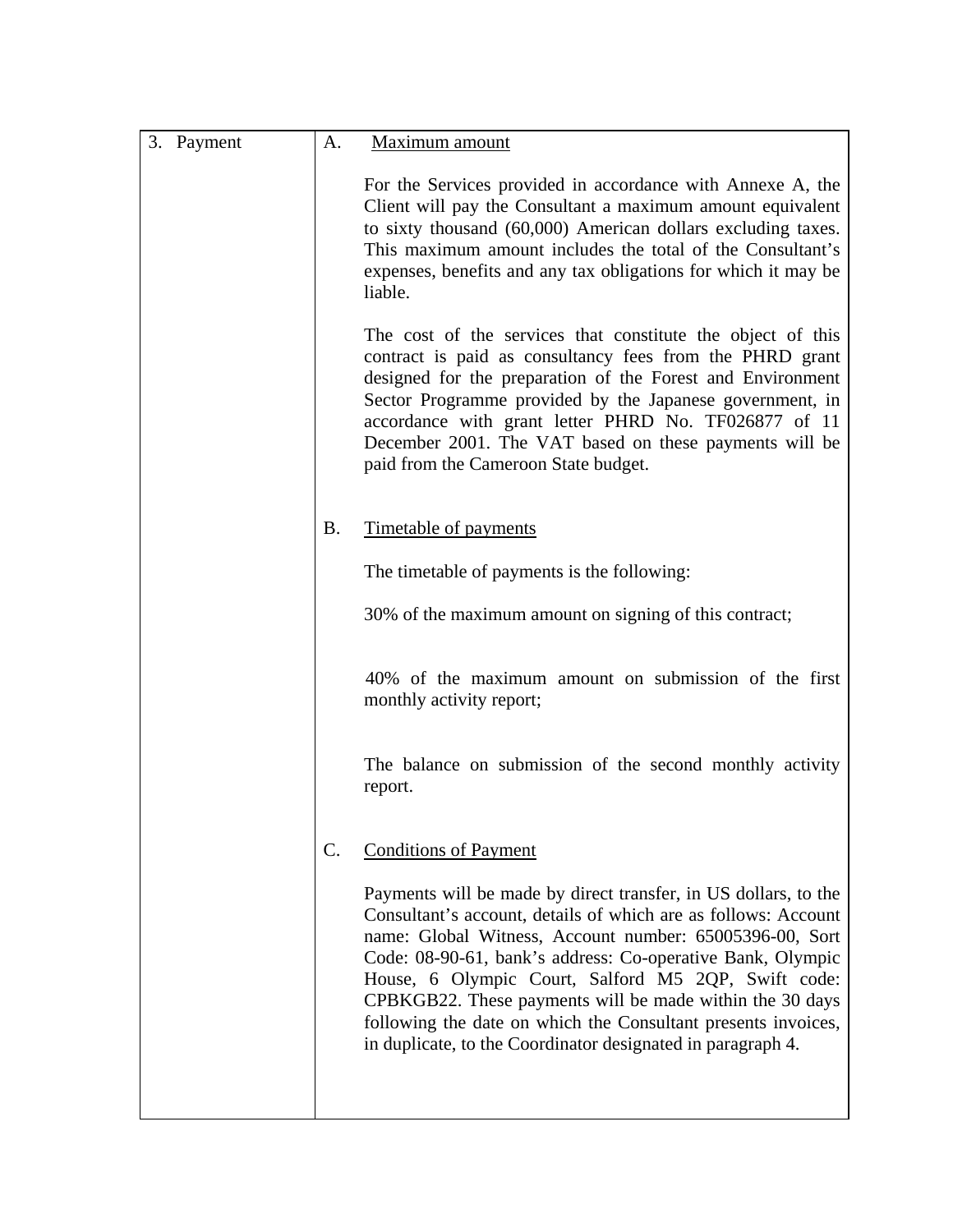| 3. Payment | |
|---|---|
| | A. <u>Maximum amount</u><br><br>For the Services provided in accordance with Annexe A, the Client will pay the Consultant a maximum amount equivalent to sixty thousand (60,000) American dollars excluding taxes. This maximum amount includes the total of the Consultant's expenses, benefits and any tax obligations for which it may be liable.<br><br>The cost of the services that constitute the object of this contract is paid as consultancy fees from the PHRD grant designed for the preparation of the Forest and Environment Sector Programme provided by the Japanese government, in accordance with grant letter PHRD No. TF026877 of 11 December 2001. The VAT based on these payments will be paid from the Cameroon State budget.<br><br>B. <u>Timetable of payments</u><br><br>The timetable of payments is the following:<br><br>30% of the maximum amount on signing of this contract;<br><br>40% of the maximum amount on submission of the first monthly activity report;<br><br>The balance on submission of the second monthly activity report.<br><br>C. <u>Conditions of Payment</u><br><br>Payments will be made by direct transfer, in US dollars, to the Consultant's account, details of which are as follows: Account name: Global Witness, Account number: 65005396-00, Sort Code: 08-90-61, bank's address: Co-operative Bank, Olympic House, 6 Olympic Court, Salford M5 2QP, Swift code: CPBKGB22. These payments will be made within the 30 days following the date on which the Consultant presents invoices, in duplicate, to the Coordinator designated in paragraph 4. |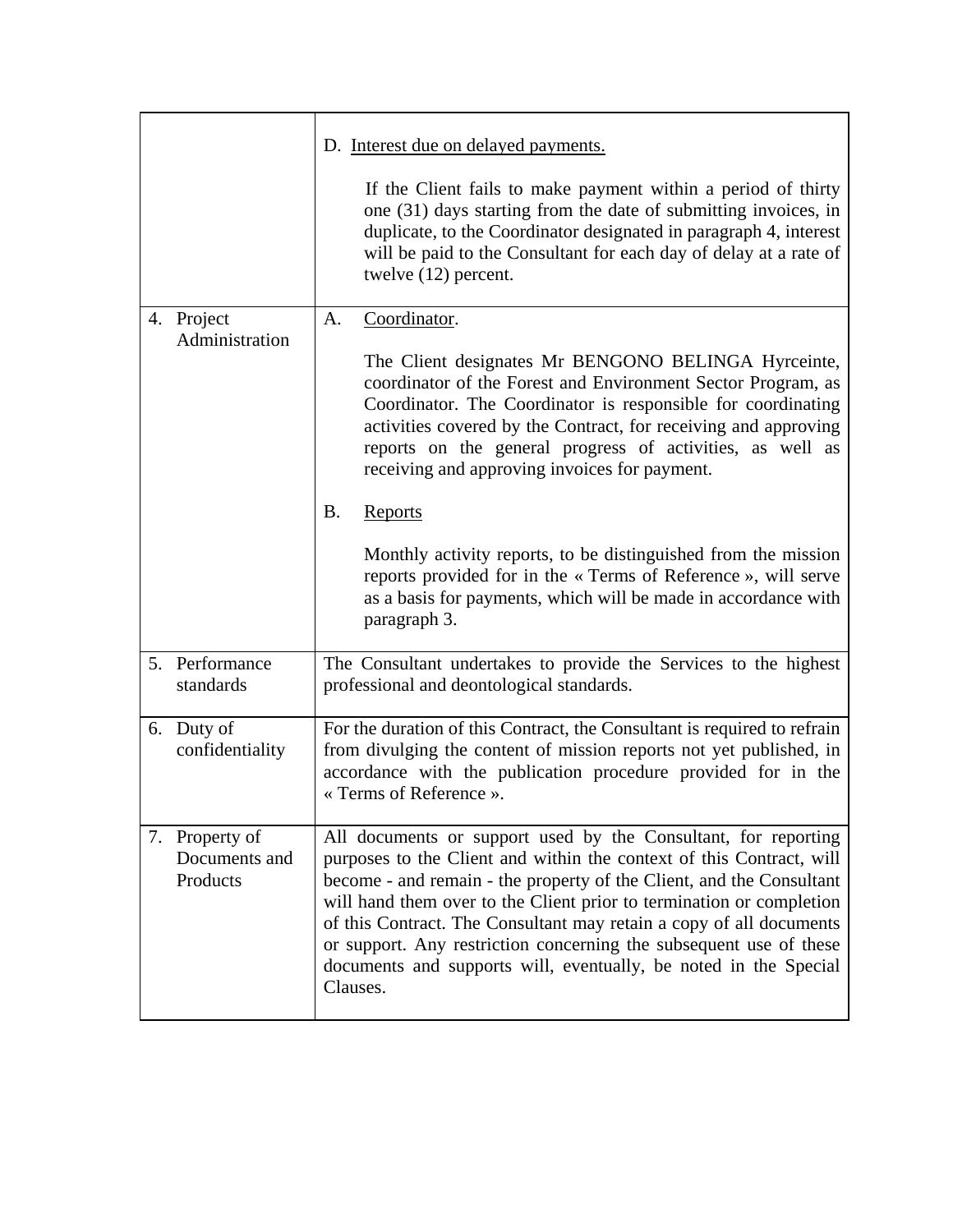| | |
|---|---|
| | D. <u>Interest due on delayed payments.</u><br><br>If the Client fails to make payment within a period of thirty one (31) days starting from the date of submitting invoices, in duplicate, to the Coordinator designated in paragraph 4, interest will be paid to the Consultant for each day of delay at a rate of twelve (12) percent. |
| 4. Project Administration | A. <u>Coordinator</u>.<br><br>The Client designates Mr BENGONO BELINGA Hyrceinte, coordinator of the Forest and Environment Sector Program, as Coordinator. The Coordinator is responsible for coordinating activities covered by the Contract, for receiving and approving reports on the general progress of activities, as well as receiving and approving invoices for payment.<br><br>B. <u>Reports</u><br><br>Monthly activity reports, to be distinguished from the mission reports provided for in the « Terms of Reference », will serve as a basis for payments, which will be made in accordance with paragraph 3. |
| 5. Performance standards | The Consultant undertakes to provide the Services to the highest professional and deontological standards. |
| 6. Duty of confidentiality | For the duration of this Contract, the Consultant is required to refrain from divulging the content of mission reports not yet published, in accordance with the publication procedure provided for in the « Terms of Reference ». |
| 7. Property of Documents and Products | All documents or support used by the Consultant, for reporting purposes to the Client and within the context of this Contract, will become - and remain - the property of the Client, and the Consultant will hand them over to the Client prior to termination or completion of this Contract. The Consultant may retain a copy of all documents or support. Any restriction concerning the subsequent use of these documents and supports will, eventually, be noted in the Special Clauses. |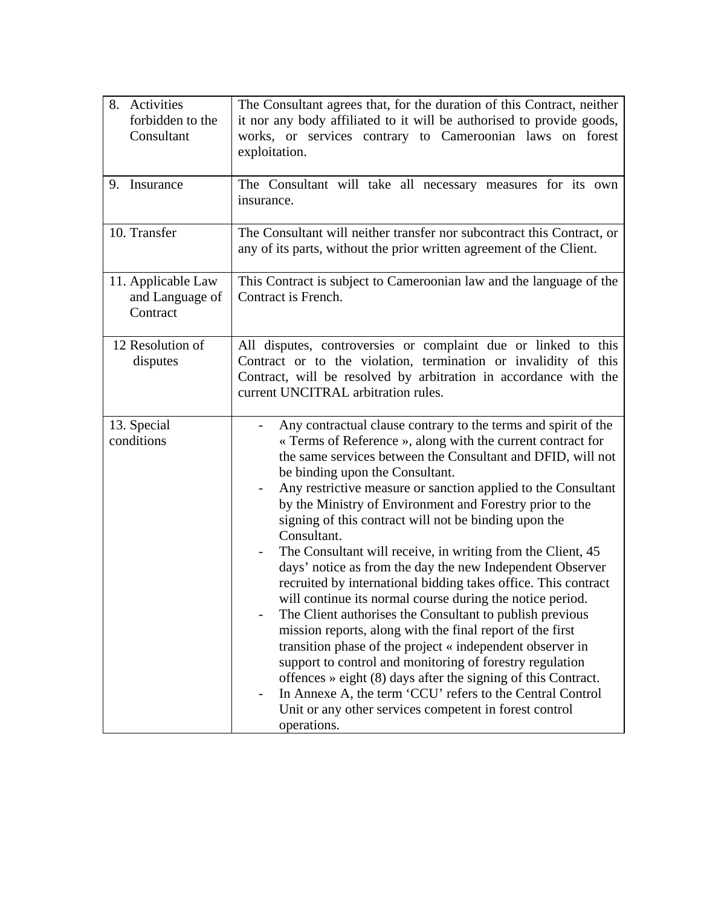| | |
|---|---|
| 8. Activities forbidden to the Consultant | The Consultant agrees that, for the duration of this Contract, neither it nor any body affiliated to it will be authorised to provide goods, works, or services contrary to Cameroonian laws on forest exploitation. |
| 9. Insurance | The Consultant will take all necessary measures for its own insurance. |
| 10. Transfer | The Consultant will neither transfer nor subcontract this Contract, or any of its parts, without the prior written agreement of the Client. |
| 11. Applicable Law and Language of Contract | This Contract is subject to Cameroonian law and the language of the Contract is French. |
| 12 Resolution of disputes | All disputes, controversies or complaint due or linked to this Contract or to the violation, termination or invalidity of this Contract, will be resolved by arbitration in accordance with the current UNCITRAL arbitration rules. |
| 13. Special conditions | - Any contractual clause contrary to the terms and spirit of the « Terms of Reference », along with the current contract for the same services between the Consultant and DFID, will not be binding upon the Consultant.<br>- Any restrictive measure or sanction applied to the Consultant by the Ministry of Environment and Forestry prior to the signing of this contract will not be binding upon the Consultant.<br>- The Consultant will receive, in writing from the Client, 45 days' notice as from the day the new Independent Observer recruited by international bidding takes office. This contract will continue its normal course during the notice period.<br>- The Client authorises the Consultant to publish previous mission reports, along with the final report of the first transition phase of the project « independent observer in support to control and monitoring of forestry regulation offences » eight (8) days after the signing of this Contract.<br>- In Annexe A, the term 'CCU' refers to the Central Control Unit or any other services competent in forest control operations. |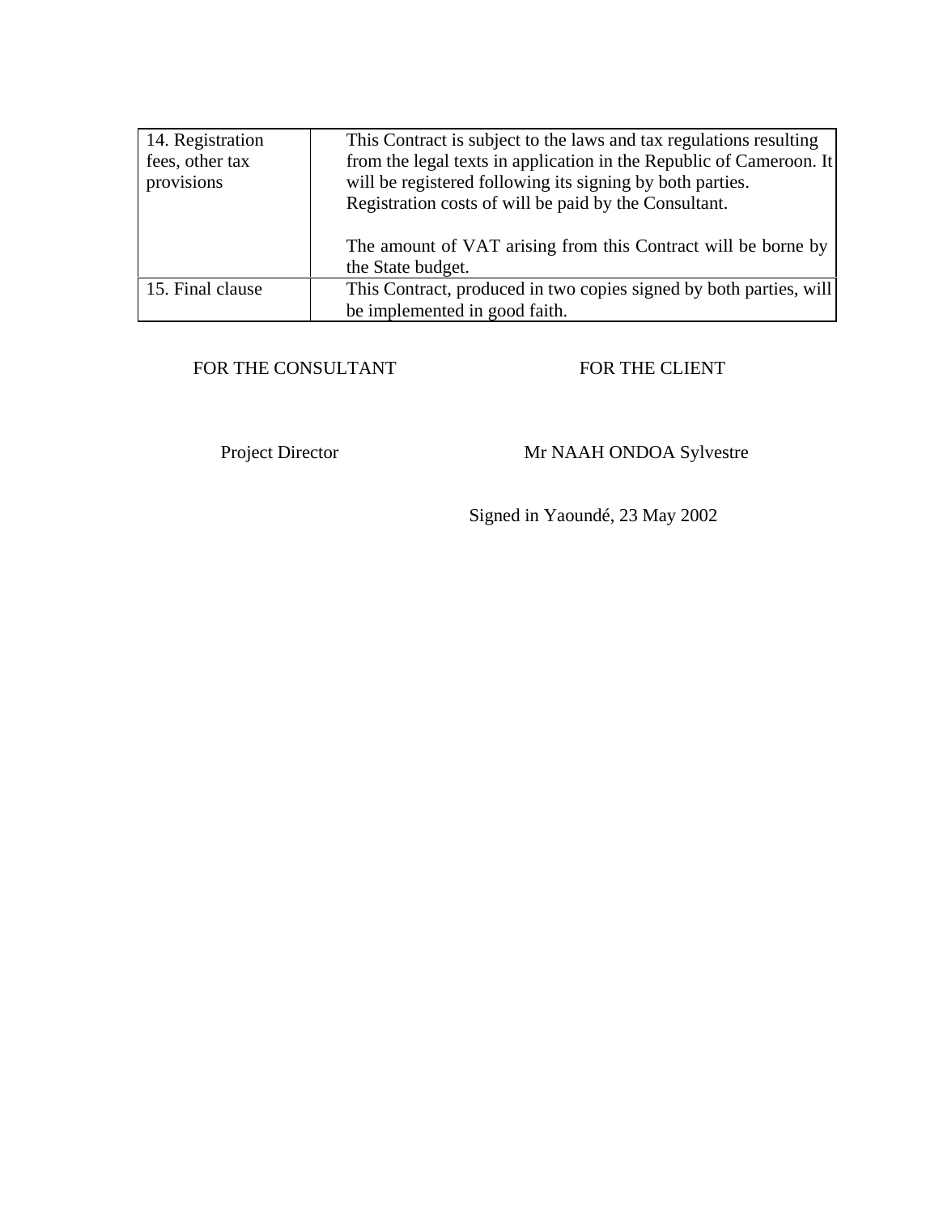| | |
|---|---|
| 14. Registration fees, other tax provisions | This Contract is subject to the laws and tax regulations resulting from the legal texts in application in the Republic of Cameroon. It will be registered following its signing by both parties. Registration costs of will be paid by the Consultant.<br><br>The amount of VAT arising from this Contract will be borne by the State budget. |
| 15. Final clause | This Contract, produced in two copies signed by both parties, will be implemented in good faith. |

FOR THE CONSULTANT FOR THE CLIENT

Project Director Mr NAAH ONDOA Sylvestre

Signed in Yaoundé, 23 May 2002